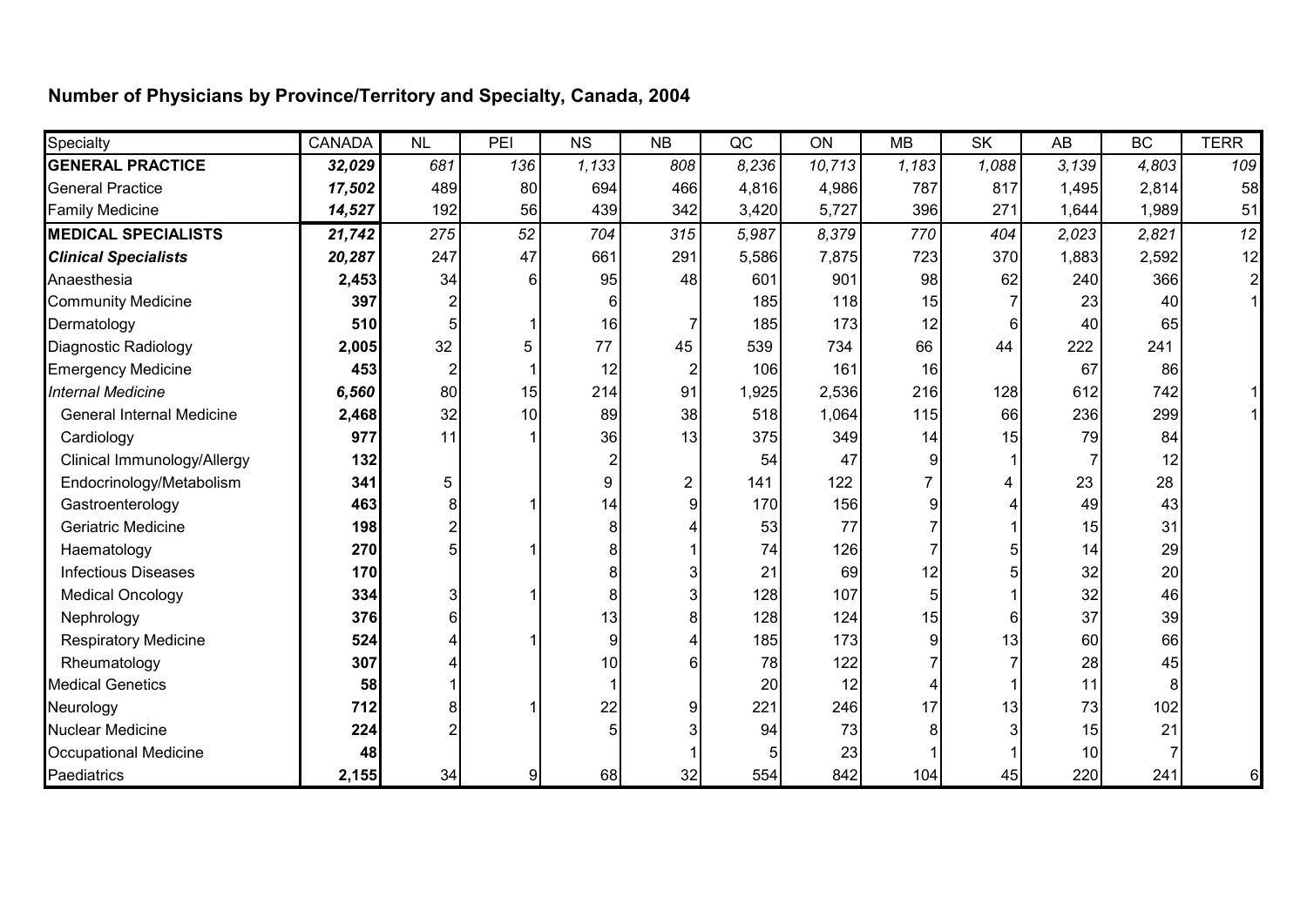## Number of Physicians by Province/Territory and Specialty, Canada, 2004

| Specialty | CANADA | NL | PEI | NS | NB | QC | ON | MB | SK | AB | BC | TERR |
|---|---|---|---|---|---|---|---|---|---|---|---|---|
| **GENERAL PRACTICE** | ***32,029*** | *681* | *136* | *1,133* | *808* | *8,236* | *10,713* | *1,183* | *1,088* | *3,139* | *4,803* | *109* |
| General Practice | ***17,502*** | 489 | 80 | 694 | 466 | 4,816 | 4,986 | 787 | 817 | 1,495 | 2,814 | 58 |
| Family Medicine | ***14,527*** | 192 | 56 | 439 | 342 | 3,420 | 5,727 | 396 | 271 | 1,644 | 1,989 | 51 |
| **MEDICAL SPECIALISTS** | ***21,742*** | *275* | *52* | *704* | *315* | *5,987* | *8,379* | *770* | *404* | *2,023* | *2,821* | *12* |
| ***Clinical Specialists*** | ***20,287*** | 247 | 47 | 661 | 291 | 5,586 | 7,875 | 723 | 370 | 1,883 | 2,592 | 12 |
| Anaesthesia | **2,453** | 34 | 6 | 95 | 48 | 601 | 901 | 98 | 62 | 240 | 366 | 2 |
| Community Medicine | **397** | 2 | | 6 | | 185 | 118 | 15 | 7 | 23 | 40 | 1 |
| Dermatology | **510** | 5 | 1 | 16 | 7 | 185 | 173 | 12 | 6 | 40 | 65 | |
| Diagnostic Radiology | **2,005** | 32 | 5 | 77 | 45 | 539 | 734 | 66 | 44 | 222 | 241 | |
| Emergency Medicine | **453** | 2 | 1 | 12 | 2 | 106 | 161 | 16 | | 67 | 86 | |
| *Internal Medicine* | ***6,560*** | 80 | 15 | 214 | 91 | 1,925 | 2,536 | 216 | 128 | 612 | 742 | 1 |
| General Internal Medicine | **2,468** | 32 | 10 | 89 | 38 | 518 | 1,064 | 115 | 66 | 236 | 299 | 1 |
| Cardiology | **977** | 11 | 1 | 36 | 13 | 375 | 349 | 14 | 15 | 79 | 84 | |
| Clinical Immunology/Allergy | **132** | | | 2 | | 54 | 47 | 9 | 1 | 7 | 12 | |
| Endocrinology/Metabolism | **341** | 5 | | 9 | 2 | 141 | 122 | 7 | 4 | 23 | 28 | |
| Gastroenterology | **463** | 8 | 1 | 14 | 9 | 170 | 156 | 9 | 4 | 49 | 43 | |
| Geriatric Medicine | **198** | 2 | | 8 | 4 | 53 | 77 | 7 | 1 | 15 | 31 | |
| Haematology | **270** | 5 | 1 | 8 | 1 | 74 | 126 | 7 | 5 | 14 | 29 | |
| Infectious Diseases | **170** | | | 8 | 3 | 21 | 69 | 12 | 5 | 32 | 20 | |
| Medical Oncology | **334** | 3 | 1 | 8 | 3 | 128 | 107 | 5 | 1 | 32 | 46 | |
| Nephrology | **376** | 6 | | 13 | 8 | 128 | 124 | 15 | 6 | 37 | 39 | |
| Respiratory Medicine | **524** | 4 | 1 | 9 | 4 | 185 | 173 | 9 | 13 | 60 | 66 | |
| Rheumatology | **307** | 4 | | 10 | 6 | 78 | 122 | 7 | 7 | 28 | 45 | |
| Medical Genetics | **58** | 1 | | 1 | | 20 | 12 | 4 | 1 | 11 | 8 | |
| Neurology | **712** | 8 | 1 | 22 | 9 | 221 | 246 | 17 | 13 | 73 | 102 | |
| Nuclear Medicine | **224** | 2 | | 5 | 3 | 94 | 73 | 8 | 3 | 15 | 21 | |
| Occupational Medicine | **48** | | | | 1 | 5 | 23 | 1 | 1 | 10 | 7 | |
| Paediatrics | **2,155** | 34 | 9 | 68 | 32 | 554 | 842 | 104 | 45 | 220 | 241 | 6 |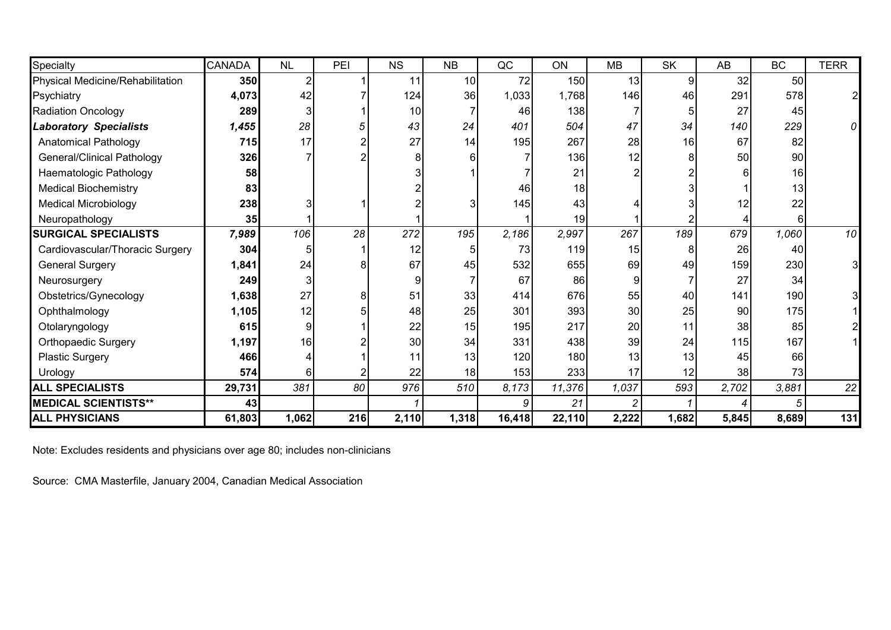| Specialty | CANADA | NL | PEI | NS | NB | QC | ON | MB | SK | AB | BC | TERR |
|---|---|---|---|---|---|---|---|---|---|---|---|---|
| Physical Medicine/Rehabilitation | **350** | 2 | 1 | 11 | 10 | 72 | 150 | 13 | 9 | 32 | 50 | |
| Psychiatry | **4,073** | 42 | 7 | 124 | 36 | 1,033 | 1,768 | 146 | 46 | 291 | 578 | 2 |
| Radiation Oncology | **289** | 3 | 1 | 10 | 7 | 46 | 138 | 7 | 5 | 27 | 45 | |
| ***Laboratory Specialists*** | ***1,455*** | *28* | *5* | *43* | *24* | *401* | *504* | *47* | *34* | *140* | *229* | *0* |
| Anatomical Pathology | **715** | 17 | 2 | 27 | 14 | 195 | 267 | 28 | 16 | 67 | 82 | |
| General/Clinical Pathology | **326** | 7 | 2 | 8 | 6 | 7 | 136 | 12 | 8 | 50 | 90 | |
| Haematologic Pathology | **58** | | | 3 | 1 | 7 | 21 | 2 | 2 | 6 | 16 | |
| Medical Biochemistry | **83** | | | 2 | | 46 | 18 | | 3 | 1 | 13 | |
| Medical Microbiology | **238** | 3 | 1 | 2 | 3 | 145 | 43 | 4 | 3 | 12 | 22 | |
| Neuropathology | **35** | 1 | | 1 | | 1 | 19 | 1 | 2 | 4 | 6 | |
| **SURGICAL SPECIALISTS** | ***7,989*** | *106* | *28* | *272* | *195* | *2,186* | *2,997* | *267* | *189* | *679* | *1,060* | *10* |
| Cardiovascular/Thoracic Surgery | **304** | 5 | 1 | 12 | 5 | 73 | 119 | 15 | 8 | 26 | 40 | |
| General Surgery | **1,841** | 24 | 8 | 67 | 45 | 532 | 655 | 69 | 49 | 159 | 230 | 3 |
| Neurosurgery | **249** | 3 | | 9 | 7 | 67 | 86 | 9 | 7 | 27 | 34 | |
| Obstetrics/Gynecology | **1,638** | 27 | 8 | 51 | 33 | 414 | 676 | 55 | 40 | 141 | 190 | 3 |
| Ophthalmology | **1,105** | 12 | 5 | 48 | 25 | 301 | 393 | 30 | 25 | 90 | 175 | 1 |
| Otolaryngology | **615** | 9 | 1 | 22 | 15 | 195 | 217 | 20 | 11 | 38 | 85 | 2 |
| Orthopaedic Surgery | **1,197** | 16 | 2 | 30 | 34 | 331 | 438 | 39 | 24 | 115 | 167 | 1 |
| Plastic Surgery | **466** | 4 | 1 | 11 | 13 | 120 | 180 | 13 | 13 | 45 | 66 | |
| Urology | **574** | 6 | 2 | 22 | 18 | 153 | 233 | 17 | 12 | 38 | 73 | |
| **ALL SPECIALISTS** | **29,731** | *381* | *80* | *976* | *510* | *8,173* | *11,376* | *1,037* | *593* | *2,702* | *3,881* | *22* |
| **MEDICAL SCIENTISTS**** | **43** | | | *1* | | *9* | *21* | *2* | *1* | *4* | *5* | |
| **ALL PHYSICIANS** | **61,803** | **1,062** | **216** | **2,110** | **1,318** | **16,418** | **22,110** | **2,222** | **1,682** | **5,845** | **8,689** | **131** |

Note: Excludes residents and physicians over age 80; includes non-clinicians

Source: CMA Masterfile, January 2004, Canadian Medical Association